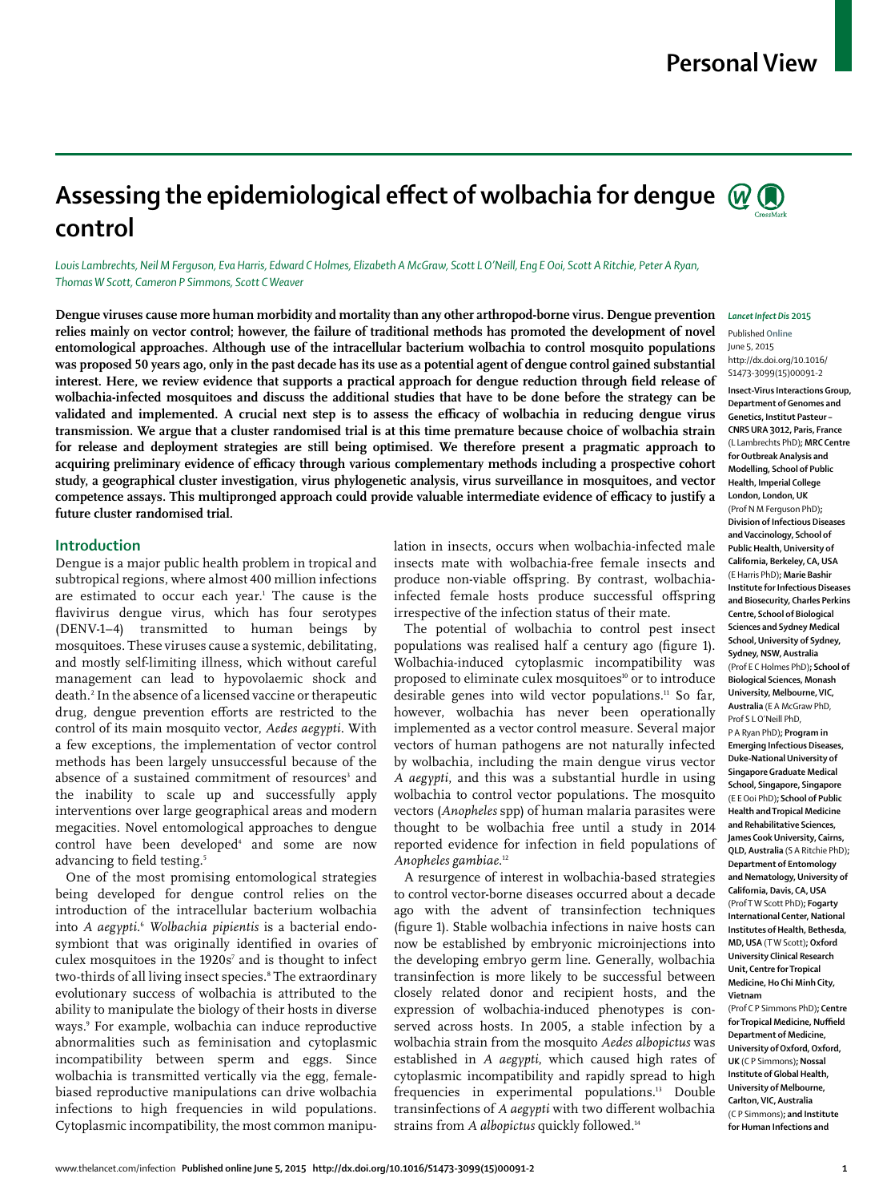# Assessing the epidemiological effect of wolbachia for dengue control

*Louis Lambrechts, Neil M Ferguson, Eva Harris, Edward C Holmes, Elizabeth A McGraw, Scott L O'Neill, Eng E Ooi, Scott A Ritchie, Peter A Ryan, Thomas W Scott, Cameron P Simmons, Scott C Weaver*

**Dengue viruses cause more human morbidity and mortality than any other arthropod-borne virus. Dengue prevention relies mainly on vector control; however, the failure of traditional methods has promoted the development of novel entomological approaches. Although use of the intracellular bacterium wolbachia to control mosquito populations was proposed 50 years ago, only in the past decade has its use as a potential agent of dengue control gained substantial interest. Here, we review evidence that supports a practical approach for dengue reduction through field release of wolbachia-infected mosquitoes and discuss the additional studies that have to be done before the strategy can be validated and implemented. A crucial next step is to assess the efficacy of wolbachia in reducing dengue virus transmission. We argue that a cluster randomised trial is at this time premature because choice of wolbachia strain for release and deployment strategies are still being optimised. We therefore present a pragmatic approach to acquiring preliminary evidence of efficacy through various complementary methods including a prospective cohort study, a geographical cluster investigation, virus phylogenetic analysis, virus surveillance in mosquitoes, and vector competence assays. This multipronged approach could provide valuable intermediate evidence of efficacy to justify a future cluster randomised trial.**

*Lancet Infect Dis* **2015**

Published Online June 5, 2015 http://dx.doi.org/10.1016/S1473-3099(15)00091-2

**Insect-Virus Interactions Group, Department of Genomes and Genetics, Institut Pasteur – CNRS URA 3012, Paris, France** (L Lambrechts PhD)**; MRC Centre for Outbreak Analysis and Modelling, School of Public Health, Imperial College London, London, UK** (Prof N M Ferguson PhD)**; Division of Infectious Diseases and Vaccinology, School of Public Health, University of California, Berkeley, CA, USA** (E Harris PhD)**; Marie Bashir Institute for Infectious Diseases and Biosecurity, Charles Perkins Centre, School of Biological Sciences and Sydney Medical School, University of Sydney, Sydney, NSW, Australia** (Prof E C Holmes PhD)**; School of Biological Sciences, Monash University, Melbourne, VIC, Australia** (E A McGraw PhD, Prof S L O'Neill PhD, P A Ryan PhD)**; Program in Emerging Infectious Diseases, Duke-National University of Singapore Graduate Medical School, Singapore, Singapore** (E E Ooi PhD)**; School of Public Health and Tropical Medicine and Rehabilitative Sciences, James Cook University, Cairns, QLD, Australia** (S A Ritchie PhD)**; Department of Entomology and Nematology, University of California, Davis, CA, USA** (Prof T W Scott PhD)**; Fogarty International Center, National Institutes of Health, Bethesda, MD, USA** (T W Scott)**; Oxford University Clinical Research Unit, Centre for Tropical Medicine, Ho Chi Minh City, Vietnam** (Prof C P Simmons PhD)**; Centre for Tropical Medicine, Nuffield Department of Medicine, University of Oxford, Oxford, UK** (C P Simmons)**; Nossal Institute of Global Health, University of Melbourne, Carlton, VIC, Australia** (C P Simmons)**; and Institute for Human Infections and**

## Introduction

Dengue is a major public health problem in tropical and subtropical regions, where almost 400 million infections are estimated to occur each year.[1] The cause is the flavivirus dengue virus, which has four serotypes (DENV-1–4) transmitted to human beings by mosquitoes. These viruses cause a systemic, debilitating, and mostly self-limiting illness, which without careful management can lead to hypovolaemic shock and death.[2] In the absence of a licensed vaccine or therapeutic drug, dengue prevention efforts are restricted to the control of its main mosquito vector, *Aedes aegypti*. With a few exceptions, the implementation of vector control methods has been largely unsuccessful because of the absence of a sustained commitment of resources[3] and the inability to scale up and successfully apply interventions over large geographical areas and modern megacities. Novel entomological approaches to dengue control have been developed[4] and some are now advancing to field testing.[5]

One of the most promising entomological strategies being developed for dengue control relies on the introduction of the intracellular bacterium wolbachia into *A aegypti*.[6] *Wolbachia pipientis* is a bacterial endosymbiont that was originally identified in ovaries of culex mosquitoes in the 1920s[7] and is thought to infect two-thirds of all living insect species.[8] The extraordinary evolutionary success of wolbachia is attributed to the ability to manipulate the biology of their hosts in diverse ways.[9] For example, wolbachia can induce reproductive abnormalities such as feminisation and cytoplasmic incompatibility between sperm and eggs. Since wolbachia is transmitted vertically via the egg, female-biased reproductive manipulations can drive wolbachia infections to high frequencies in wild populations. Cytoplasmic incompatibility, the most common manipulation in insects, occurs when wolbachia-infected male insects mate with wolbachia-free female insects and produce non-viable offspring. By contrast, wolbachia-infected female hosts produce successful offspring irrespective of the infection status of their mate.

The potential of wolbachia to control pest insect populations was realised half a century ago (figure 1). Wolbachia-induced cytoplasmic incompatibility was proposed to eliminate culex mosquitoes[10] or to introduce desirable genes into wild vector populations.[11] So far, however, wolbachia has never been operationally implemented as a vector control measure. Several major vectors of human pathogens are not naturally infected by wolbachia, including the main dengue virus vector *A aegypti*, and this was a substantial hurdle in using wolbachia to control vector populations. The mosquito vectors (*Anopheles* spp) of human malaria parasites were thought to be wolbachia free until a study in 2014 reported evidence for infection in field populations of *Anopheles gambiae*.[12]

A resurgence of interest in wolbachia-based strategies to control vector-borne diseases occurred about a decade ago with the advent of transinfection techniques (figure 1). Stable wolbachia infections in naive hosts can now be established by embryonic microinjections into the developing embryo germ line. Generally, wolbachia transinfection is more likely to be successful between closely related donor and recipient hosts, and the expression of wolbachia-induced phenotypes is conserved across hosts. In 2005, a stable infection by a wolbachia strain from the mosquito *Aedes albopictus* was established in *A aegypti*, which caused high rates of cytoplasmic incompatibility and rapidly spread to high frequencies in experimental populations.[13] Double transinfections of *A aegypti* with two different wolbachia strains from *A albopictus* quickly followed.[14]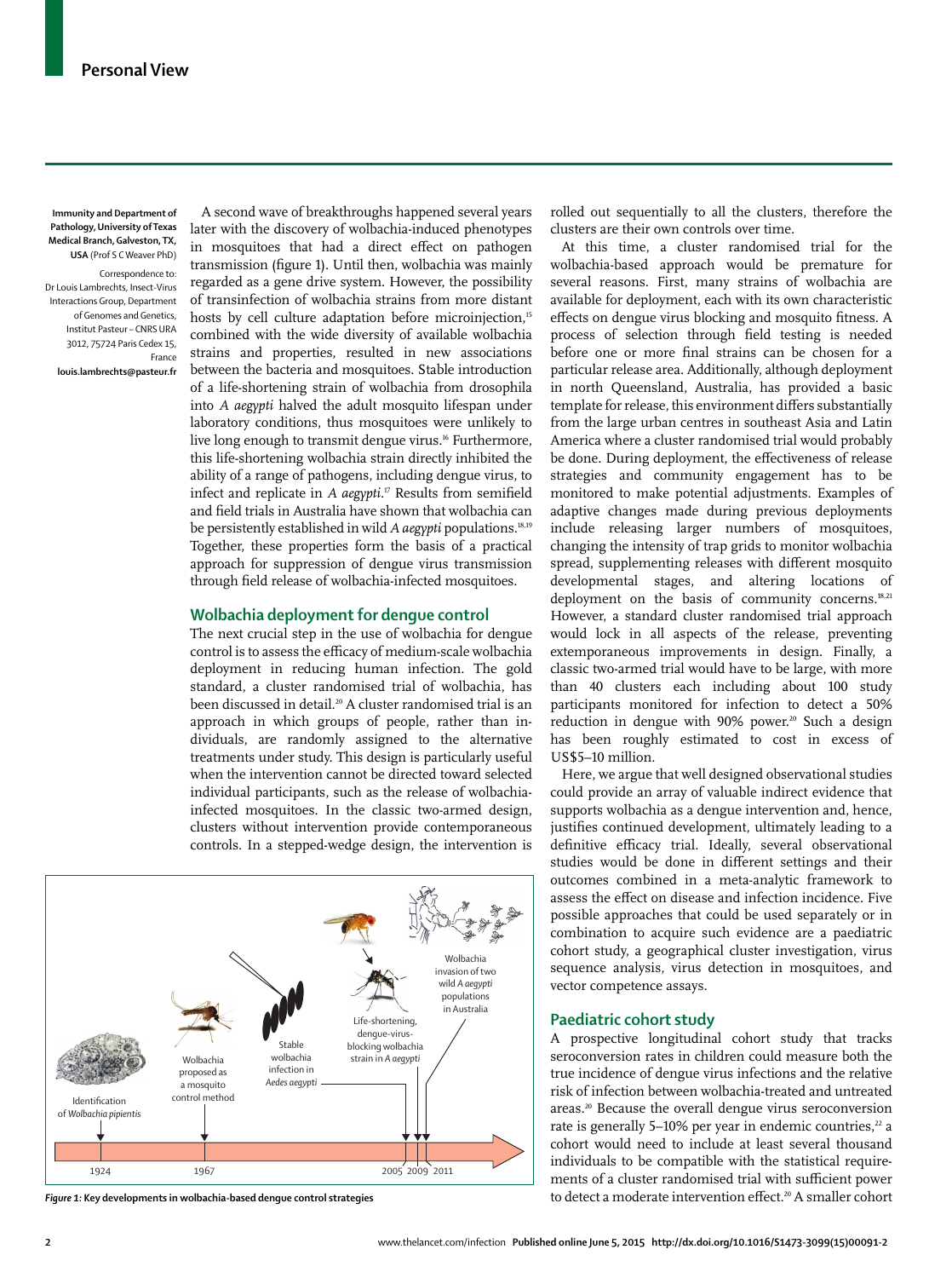Immunity and Department of Pathology, University of Texas Medical Branch, Galveston, TX, USA (Prof S C Weaver PhD)

Correspondence to: Dr Louis Lambrechts, Insect-Virus Interactions Group, Department of Genomes and Genetics, Institut Pasteur – CNRS URA 3012, 75724 Paris Cedex 15, France **louis.lambrechts@pasteur.fr**

A second wave of breakthroughs happened several years later with the discovery of wolbachia-induced phenotypes in mosquitoes that had a direct effect on pathogen transmission (figure 1). Until then, wolbachia was mainly regarded as a gene drive system. However, the possibility of transinfection of wolbachia strains from more distant hosts by cell culture adaptation before microinjection,[15] combined with the wide diversity of available wolbachia strains and properties, resulted in new associations between the bacteria and mosquitoes. Stable introduction of a life-shortening strain of wolbachia from drosophila into *A aegypti* halved the adult mosquito lifespan under laboratory conditions, thus mosquitoes were unlikely to live long enough to transmit dengue virus.[16] Furthermore, this life-shortening wolbachia strain directly inhibited the ability of a range of pathogens, including dengue virus, to infect and replicate in *A aegypti*.[17] Results from semifield and field trials in Australia have shown that wolbachia can be persistently established in wild *A aegypti* populations.[18,19] Together, these properties form the basis of a practical approach for suppression of dengue virus transmission through field release of wolbachia-infected mosquitoes.

## Wolbachia deployment for dengue control

The next crucial step in the use of wolbachia for dengue control is to assess the efficacy of medium-scale wolbachia deployment in reducing human infection. The gold standard, a cluster randomised trial of wolbachia, has been discussed in detail.[20] A cluster randomised trial is an approach in which groups of people, rather than individuals, are randomly assigned to the alternative treatments under study. This design is particularly useful when the intervention cannot be directed toward selected individual participants, such as the release of wolbachia-infected mosquitoes. In the classic two-armed design, clusters without intervention provide contemporaneous controls. In a stepped-wedge design, the intervention is rolled out sequentially to all the clusters, therefore the clusters are their own controls over time.

At this time, a cluster randomised trial for the wolbachia-based approach would be premature for several reasons. First, many strains of wolbachia are available for deployment, each with its own characteristic effects on dengue virus blocking and mosquito fitness. A process of selection through field testing is needed before one or more final strains can be chosen for a particular release area. Additionally, although deployment in north Queensland, Australia, has provided a basic template for release, this environment differs substantially from the large urban centres in southeast Asia and Latin America where a cluster randomised trial would probably be done. During deployment, the effectiveness of release strategies and community engagement has to be monitored to make potential adjustments. Examples of adaptive changes made during previous deployments include releasing larger numbers of mosquitoes, changing the intensity of trap grids to monitor wolbachia spread, supplementing releases with different mosquito developmental stages, and altering locations of deployment on the basis of community concerns.[18,21] However, a standard cluster randomised trial approach would lock in all aspects of the release, preventing extemporaneous improvements in design. Finally, a classic two-armed trial would have to be large, with more than 40 clusters each including about 100 study participants monitored for infection to detect a 50% reduction in dengue with 90% power.[20] Such a design has been roughly estimated to cost in excess of US$5–10 million.

Here, we argue that well designed observational studies could provide an array of valuable indirect evidence that supports wolbachia as a dengue intervention and, hence, justifies continued development, ultimately leading to a definitive efficacy trial. Ideally, several observational studies would be done in different settings and their outcomes combined in a meta-analytic framework to assess the effect on disease and infection incidence. Five possible approaches that could be used separately or in combination to acquire such evidence are a paediatric cohort study, a geographical cluster investigation, virus sequence analysis, virus detection in mosquitoes, and vector competence assays.

## Paediatric cohort study

A prospective longitudinal cohort study that tracks seroconversion rates in children could measure both the true incidence of dengue virus infections and the relative risk of infection between wolbachia-treated and untreated areas.[20] Because the overall dengue virus seroconversion rate is generally 5–10% per year in endemic countries,[22] a cohort would need to include at least several thousand individuals to be compatible with the statistical requirements of a cluster randomised trial with sufficient power to detect a moderate intervention effect.[20] A smaller cohort

**Figure 1: Key developments in wolbachia-based dengue control strategies**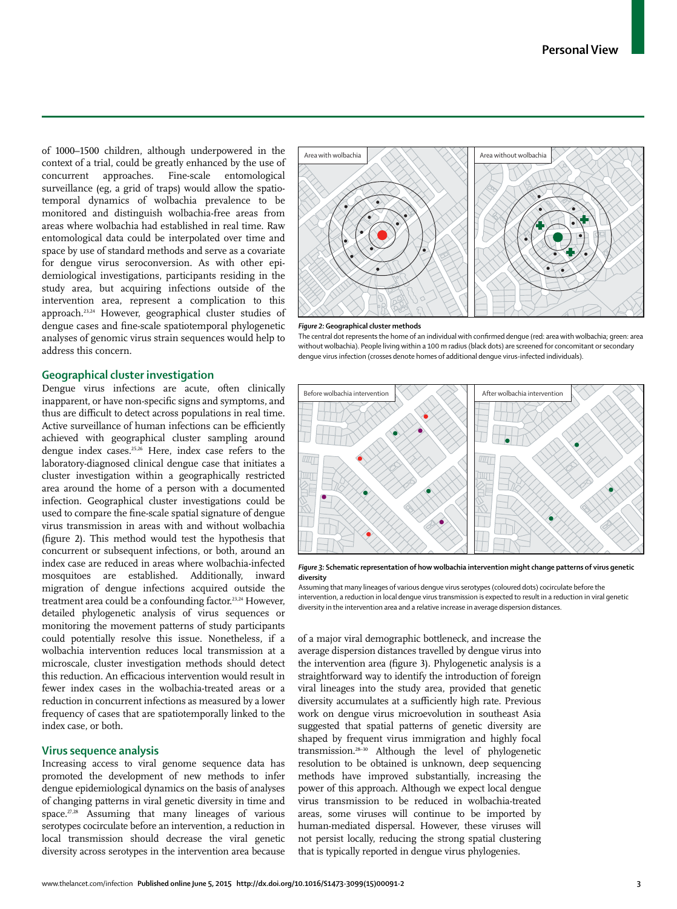of 1000–1500 children, although underpowered in the context of a trial, could be greatly enhanced by the use of concurrent approaches. Fine-scale entomological surveillance (eg, a grid of traps) would allow the spatio-temporal dynamics of wolbachia prevalence to be monitored and distinguish wolbachia-free areas from areas where wolbachia had established in real time. Raw entomological data could be interpolated over time and space by use of standard methods and serve as a covariate for dengue virus seroconversion. As with other epidemiological investigations, participants residing in the study area, but acquiring infections outside of the intervention area, represent a complication to this approach.[23,24] However, geographical cluster studies of dengue cases and fine-scale spatiotemporal phylogenetic analyses of genomic virus strain sequences would help to address this concern.

## Geographical cluster investigation

Dengue virus infections are acute, often clinically inapparent, or have non-specific signs and symptoms, and thus are difficult to detect across populations in real time. Active surveillance of human infections can be efficiently achieved with geographical cluster sampling around dengue index cases.[25,26] Here, index case refers to the laboratory-diagnosed clinical dengue case that initiates a cluster investigation within a geographically restricted area around the home of a person with a documented infection. Geographical cluster investigations could be used to compare the fine-scale spatial signature of dengue virus transmission in areas with and without wolbachia (figure 2). This method would test the hypothesis that concurrent or subsequent infections, or both, around an index case are reduced in areas where wolbachia-infected mosquitoes are established. Additionally, inward migration of dengue infections acquired outside the treatment area could be a confounding factor.[23,24] However, detailed phylogenetic analysis of virus sequences or monitoring the movement patterns of study participants could potentially resolve this issue. Nonetheless, if a wolbachia intervention reduces local transmission at a microscale, cluster investigation methods should detect this reduction. An efficacious intervention would result in fewer index cases in the wolbachia-treated areas or a reduction in concurrent infections as measured by a lower frequency of cases that are spatiotemporally linked to the index case, or both.

*Figure 2:* **Geographical cluster methods**
The central dot represents the home of an individual with confirmed dengue (red: area with wolbachia; green: area without wolbachia). People living within a 100 m radius (black dots) are screened for concomitant or secondary dengue virus infection (crosses denote homes of additional dengue virus-infected individuals).

## Virus sequence analysis

Increasing access to viral genome sequence data has promoted the development of new methods to infer dengue epidemiological dynamics on the basis of analyses of changing patterns in viral genetic diversity in time and space.[27,28] Assuming that many lineages of various serotypes cocirculate before an intervention, a reduction in local transmission should decrease the viral genetic diversity across serotypes in the intervention area because of a major viral demographic bottleneck, and increase the average dispersion distances travelled by dengue virus into the intervention area (figure 3). Phylogenetic analysis is a straightforward way to identify the introduction of foreign viral lineages into the study area, provided that genetic diversity accumulates at a sufficiently high rate. Previous work on dengue virus microevolution in southeast Asia suggested that spatial patterns of genetic diversity are shaped by frequent virus immigration and highly focal transmission.[28–30] Although the level of phylogenetic resolution to be obtained is unknown, deep sequencing methods have improved substantially, increasing the power of this approach. Although we expect local dengue virus transmission to be reduced in wolbachia-treated areas, some viruses will continue to be imported by human-mediated dispersal. However, these viruses will not persist locally, reducing the strong spatial clustering that is typically reported in dengue virus phylogenies.

*Figure 3:* **Schematic representation of how wolbachia intervention might change patterns of virus genetic diversity**
Assuming that many lineages of various dengue virus serotypes (coloured dots) cocirculate before the intervention, a reduction in local dengue virus transmission is expected to result in a reduction in viral genetic diversity in the intervention area and a relative increase in average dispersion distances.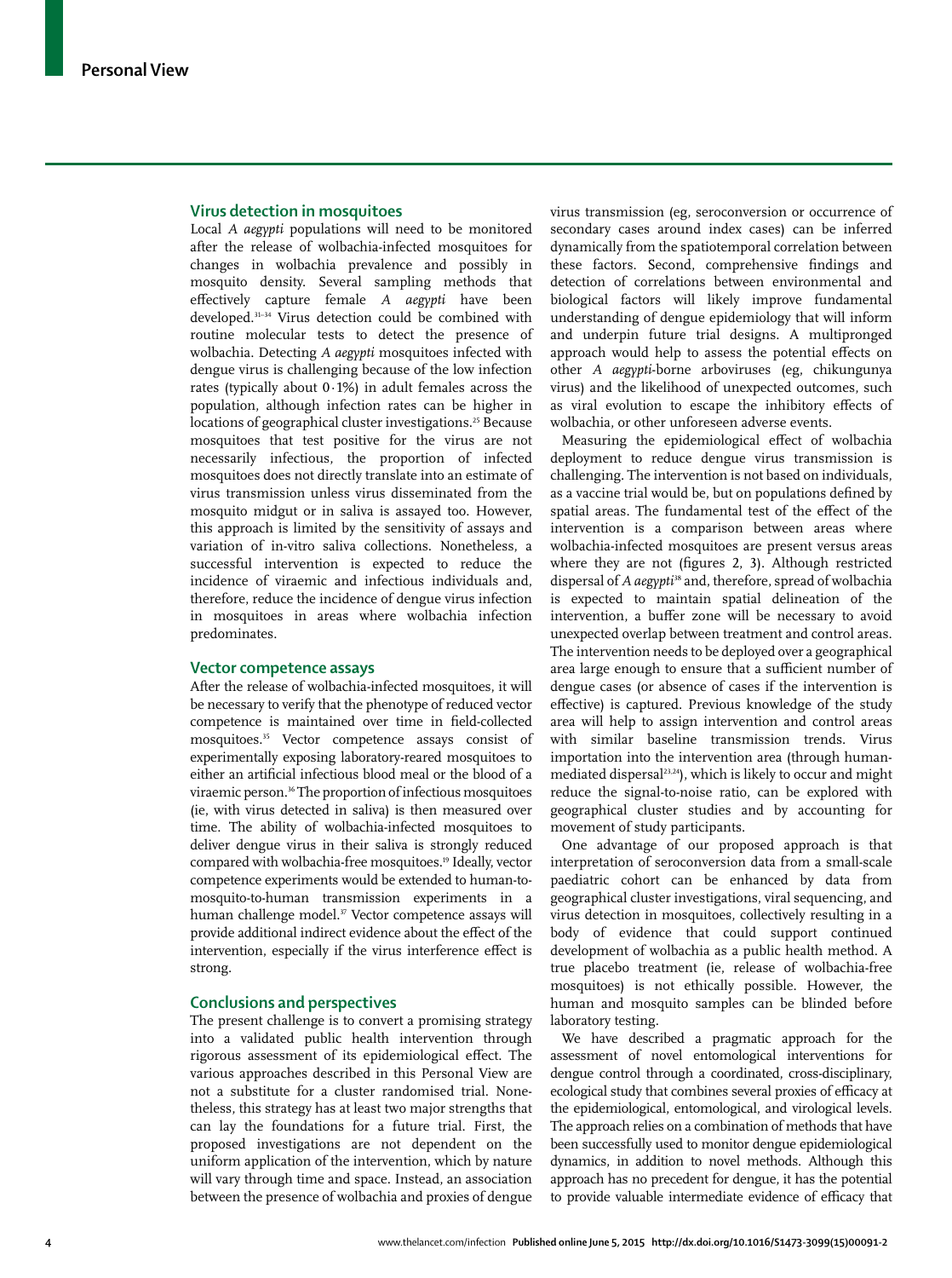## Virus detection in mosquitoes

Local *A aegypti* populations will need to be monitored after the release of wolbachia-infected mosquitoes for changes in wolbachia prevalence and possibly in mosquito density. Several sampling methods that effectively capture female *A aegypti* have been developed.[31–34] Virus detection could be combined with routine molecular tests to detect the presence of wolbachia. Detecting *A aegypti* mosquitoes infected with dengue virus is challenging because of the low infection rates (typically about 0·1%) in adult females across the population, although infection rates can be higher in locations of geographical cluster investigations.[25] Because mosquitoes that test positive for the virus are not necessarily infectious, the proportion of infected mosquitoes does not directly translate into an estimate of virus transmission unless virus disseminated from the mosquito midgut or in saliva is assayed too. However, this approach is limited by the sensitivity of assays and variation of in-vitro saliva collections. Nonetheless, a successful intervention is expected to reduce the incidence of viraemic and infectious individuals and, therefore, reduce the incidence of dengue virus infection in mosquitoes in areas where wolbachia infection predominates.

## Vector competence assays

After the release of wolbachia-infected mosquitoes, it will be necessary to verify that the phenotype of reduced vector competence is maintained over time in field-collected mosquitoes.[35] Vector competence assays consist of experimentally exposing laboratory-reared mosquitoes to either an artificial infectious blood meal or the blood of a viraemic person.[36] The proportion of infectious mosquitoes (ie, with virus detected in saliva) is then measured over time. The ability of wolbachia-infected mosquitoes to deliver dengue virus in their saliva is strongly reduced compared with wolbachia-free mosquitoes.[19] Ideally, vector competence experiments would be extended to human-to-mosquito-to-human transmission experiments in a human challenge model.[37] Vector competence assays will provide additional indirect evidence about the effect of the intervention, especially if the virus interference effect is strong.

## Conclusions and perspectives

The present challenge is to convert a promising strategy into a validated public health intervention through rigorous assessment of its epidemiological effect. The various approaches described in this Personal View are not a substitute for a cluster randomised trial. Nonetheless, this strategy has at least two major strengths that can lay the foundations for a future trial. First, the proposed investigations are not dependent on the uniform application of the intervention, which by nature will vary through time and space. Instead, an association between the presence of wolbachia and proxies of dengue virus transmission (eg, seroconversion or occurrence of secondary cases around index cases) can be inferred dynamically from the spatiotemporal correlation between these factors. Second, comprehensive findings and detection of correlations between environmental and biological factors will likely improve fundamental understanding of dengue epidemiology that will inform and underpin future trial designs. A multipronged approach would help to assess the potential effects on other *A aegypti*-borne arboviruses (eg, chikungunya virus) and the likelihood of unexpected outcomes, such as viral evolution to escape the inhibitory effects of wolbachia, or other unforeseen adverse events.

Measuring the epidemiological effect of wolbachia deployment to reduce dengue virus transmission is challenging. The intervention is not based on individuals, as a vaccine trial would be, but on populations defined by spatial areas. The fundamental test of the effect of the intervention is a comparison between areas where wolbachia-infected mosquitoes are present versus areas where they are not (figures 2, 3). Although restricted dispersal of *A aegypti*[38] and, therefore, spread of wolbachia is expected to maintain spatial delineation of the intervention, a buffer zone will be necessary to avoid unexpected overlap between treatment and control areas. The intervention needs to be deployed over a geographical area large enough to ensure that a sufficient number of dengue cases (or absence of cases if the intervention is effective) is captured. Previous knowledge of the study area will help to assign intervention and control areas with similar baseline transmission trends. Virus importation into the intervention area (through human-mediated dispersal[23,24]), which is likely to occur and might reduce the signal-to-noise ratio, can be explored with geographical cluster studies and by accounting for movement of study participants.

One advantage of our proposed approach is that interpretation of seroconversion data from a small-scale paediatric cohort can be enhanced by data from geographical cluster investigations, viral sequencing, and virus detection in mosquitoes, collectively resulting in a body of evidence that could support continued development of wolbachia as a public health method. A true placebo treatment (ie, release of wolbachia-free mosquitoes) is not ethically possible. However, the human and mosquito samples can be blinded before laboratory testing.

We have described a pragmatic approach for the assessment of novel entomological interventions for dengue control through a coordinated, cross-disciplinary, ecological study that combines several proxies of efficacy at the epidemiological, entomological, and virological levels. The approach relies on a combination of methods that have been successfully used to monitor dengue epidemiological dynamics, in addition to novel methods. Although this approach has no precedent for dengue, it has the potential to provide valuable intermediate evidence of efficacy that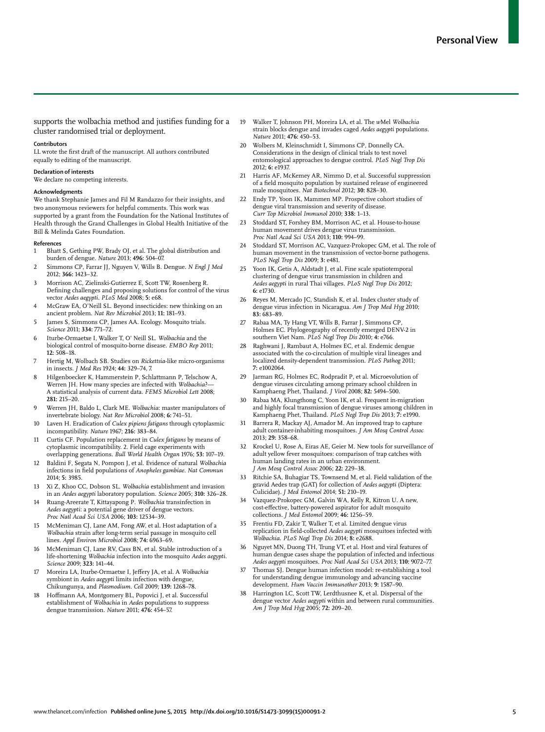supports the wolbachia method and justifies funding for a cluster randomised trial or deployment.

#### Contributors

LL wrote the first draft of the manuscript. All authors contributed equally to editing of the manuscript.

#### Declaration of interests

We declare no competing interests.

#### Acknowledgments

We thank Stephanie James and Fil M Randazzo for their insights, and two anonymous reviewers for helpful comments. This work was supported by a grant from the Foundation for the National Institutes of Health through the Grand Challenges in Global Health Initiative of the Bill & Melinda Gates Foundation.

#### References

1. Bhatt S, Gething PW, Brady OJ, et al. The global distribution and burden of dengue. *Nature* 2013; **496:** 504–07.
2. Simmons CP, Farrar JJ, Nguyen V, Wills B. Dengue. *N Engl J Med* 2012; **366:** 1423–32.
3. Morrison AC, Zielinski-Gutierrez E, Scott TW, Rosenberg R. Defining challenges and proposing solutions for control of the virus vector *Aedes aegypti*. *PLoS Med* 2008; **5:** e68.
4. McGraw EA, O'Neill SL. Beyond insecticides: new thinking on an ancient problem. *Nat Rev Microbiol* 2013; **11:** 181–93.
5. James S, Simmons CP, James AA. Ecology. Mosquito trials. *Science* 2011; **334:** 771–72.
6. Iturbe-Ormaetxe I, Walker T, O' Neill SL. *Wolbachia* and the biological control of mosquito-borne disease. *EMBO Rep* 2011; **12:** 508–18.
7. Hertig M, Wolbach SB. Studies on *Rickettsia*-like micro-organisms in insects. *J Med Res* 1924; **44:** 329–74, 7.
8. Hilgenboecker K, Hammerstein P, Schlattmann P, Telschow A, Werren JH. How many species are infected with *Wolbachia*?—A statistical analysis of current data. *FEMS Microbiol Lett* 2008; **281:** 215–20.
9. Werren JH, Baldo L, Clark ME. *Wolbachia*: master manipulators of invertebrate biology. *Nat Rev Microbiol* 2008; **6:** 741–51.
10. Laven H. Eradication of *Culex pipiens fatigans* through cytoplasmic incompatibility. *Nature* 1967; **216:** 383–84.
11. Curtis CF. Population replacement in *Culex fatigans* by means of cytoplasmic incompatibility. 2. Field cage experiments with overlapping generations. *Bull World Health Organ* 1976; **53:** 107–19.
12. Baldini F, Segata N, Pompon J, et al. Evidence of natural *Wolbachia* infections in field populations of *Anopheles gambiae*. *Nat Commun* 2014; **5:** 3985.
13. Xi Z, Khoo CC, Dobson SL. *Wolbachia* establishment and invasion in an *Aedes aegypti* laboratory population. *Science* 2005; **310:** 326–28.
14. Ruang-Areerate T, Kittayapong P. *Wolbachia* transinfection in *Aedes aegypti*: a potential gene driver of dengue vectors. *Proc Natl Acad Sci USA* 2006; **103:** 12534–39.
15. McMeniman CJ, Lane AM, Fong AW, et al. Host adaptation of a *Wolbachia* strain after long-term serial passage in mosquito cell lines. *Appl Environ Microbiol* 2008; **74:** 6963–69.
16. McMeniman CJ, Lane RV, Cass BN, et al. Stable introduction of a life-shortening *Wolbachia* infection into the mosquito *Aedes aegypti*. *Science* 2009; **323:** 141–44.
17. Moreira LA, Iturbe-Ormaetxe I, Jeffery JA, et al. A *Wolbachia* symbiont in *Aedes aegypti* limits infection with dengue, Chikungunya, and *Plasmodium*. *Cell* 2009; **139:** 1268–78.
18. Hoffmann AA, Montgomery BL, Popovici J, et al. Successful establishment of *Wolbachia* in *Aedes* populations to suppress dengue transmission. *Nature* 2011; **476:** 454–57.
19. Walker T, Johnson PH, Moreira LA, et al. The *w*Mel *Wolbachia* strain blocks dengue and invades caged *Aedes aegypti* populations. *Nature* 2011; **476:** 450–53.
20. Wolbers M, Kleinschmidt I, Simmons CP, Donnelly CA. Considerations in the design of clinical trials to test novel entomological approaches to dengue control. *PLoS Negl Trop Dis* 2012; **6:** e1937.
21. Harris AF, McKemey AR, Nimmo D, et al. Successful suppression of a field mosquito population by sustained release of engineered male mosquitoes. *Nat Biotechnol* 2012; **30:** 828–30.
22. Endy TP, Yoon IK, Mammen MP. Prospective cohort studies of dengue viral transmission and severity of disease. *Curr Top Microbiol Immunol* 2010; **338:** 1–13.
23. Stoddard ST, Forshey BM, Morrison AC, et al. House-to-house human movement drives dengue virus transmission. *Proc Natl Acad Sci USA* 2013; **110:** 994–99.
24. Stoddard ST, Morrison AC, Vazquez-Prokopec GM, et al. The role of human movement in the transmission of vector-borne pathogens. *PLoS Negl Trop Dis* 2009; **3:** e481.
25. Yoon IK, Getis A, Aldstadt J, et al. Fine scale spatiotemporal clustering of dengue virus transmission in children and *Aedes aegypti* in rural Thai villages. *PLoS Negl Trop Dis* 2012; **6:** e1730.
26. Reyes M, Mercado JC, Standish K, et al. Index cluster study of dengue virus infection in Nicaragua. *Am J Trop Med Hyg* 2010; **83:** 683–89.
27. Rabaa MA, Ty Hang VT, Wills B, Farrar J, Simmons CP, Holmes EC. Phylogeography of recently emerged DENV-2 in southern Viet Nam. *PLoS Negl Trop Dis* 2010; **4:** e766.
28. Raghwani J, Rambaut A, Holmes EC, et al. Endemic dengue associated with the co-circulation of multiple viral lineages and localized density-dependent transmission. *PLoS Pathog* 2011; **7:** e1002064.
29. Jarman RG, Holmes EC, Rodpradit P, et al. Microevolution of dengue viruses circulating among primary school children in Kamphaeng Phet, Thailand. *J Virol* 2008; **82:** 5494–500.
30. Rabaa MA, Klungthong C, Yoon IK, et al. Frequent in-migration and highly focal transmission of dengue viruses among children in Kamphaeng Phet, Thailand. *PLoS Negl Trop Dis* 2013; **7:** e1990.
31. Barrera R, Mackay AJ, Amador M. An improved trap to capture adult container-inhabiting mosquitoes. *J Am Mosq Control Assoc* 2013; **29:** 358–68.
32. Krockel U, Rose A, Eiras AE, Geier M. New tools for surveillance of adult yellow fever mosquitoes: comparison of trap catches with human landing rates in an urban environment. *J Am Mosq Control Assoc* 2006; **22:** 229–38.
33. Ritchie SA, Buhagiar TS, Townsend M, et al. Field validation of the gravid Aedes trap (GAT) for collection of *Aedes aegypti* (Diptera: Culicidae). *J Med Entomol* 2014; **51:** 210–19.
34. Vazquez-Prokopec GM, Galvin WA, Kelly R, Kitron U. A new, cost-effective, battery-powered aspirator for adult mosquito collections. *J Med Entomol* 2009; **46:** 1256–59.
35. Frentiu FD, Zakir T, Walker T, et al. Limited dengue virus replication in field-collected *Aedes aegypti* mosquitoes infected with *Wolbachia*. *PLoS Negl Trop Dis* 2014; **8:** e2688.
36. Nguyet MN, Duong TH, Trung VT, et al. Host and viral features of human dengue cases shape the population of infected and infectious *Aedes aegypti* mosquitoes. *Proc Natl Acad Sci USA* 2013; **110:** 9072–77.
37. Thomas SJ. Dengue human infection model: re-establishing a tool for understanding dengue immunology and advancing vaccine development. *Hum Vaccin Immunother* 2013; **9:** 1587–90.
38. Harrington LC, Scott TW, Lerdthusnee K, et al. Dispersal of the dengue vector *Aedes aegypti* within and between rural communities. *Am J Trop Med Hyg* 2005; **72:** 209–20.